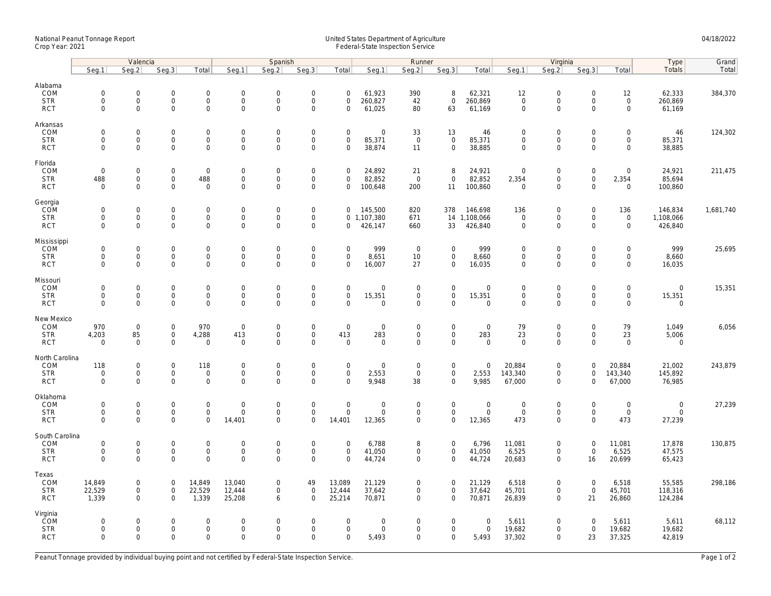National Peanut Tonnage Report
Crop Year: 2021

United States Department of Agriculture
Federal-State Inspection Service

04/18/2022

| | Valencia | | | | Spanish | | | | Runner | | | | Virginia | | | | Type | Grand |
|---|---|---|---|---|---|---|---|---|---|---|---|---|---|---|---|---|---|---|
| | Seg.1 | Seg.2 | Seg.3 | Total | Seg.1 | Seg.2 | Seg.3 | Total | Seg.1 | Seg.2 | Seg.3 | Total | Seg.1 | Seg.2 | Seg.3 | Total | Totals | Total |
| **Alabama** | | | | | | | | | | | | | | | | | | |
| COM | 0 | 0 | 0 | 0 | 0 | 0 | 0 | 0 | 61,923 | 390 | 8 | 62,321 | 12 | 0 | 0 | 12 | 62,333 | 384,370 |
| STR | 0 | 0 | 0 | 0 | 0 | 0 | 0 | 0 | 260,827 | 42 | 0 | 260,869 | 0 | 0 | 0 | 0 | 260,869 | |
| RCT | 0 | 0 | 0 | 0 | 0 | 0 | 0 | 0 | 61,025 | 80 | 63 | 61,169 | 0 | 0 | 0 | 0 | 61,169 | |
| **Arkansas** | | | | | | | | | | | | | | | | | | |
| COM | 0 | 0 | 0 | 0 | 0 | 0 | 0 | 0 | 0 | 33 | 13 | 46 | 0 | 0 | 0 | 0 | 46 | 124,302 |
| STR | 0 | 0 | 0 | 0 | 0 | 0 | 0 | 0 | 85,371 | 0 | 0 | 85,371 | 0 | 0 | 0 | 0 | 85,371 | |
| RCT | 0 | 0 | 0 | 0 | 0 | 0 | 0 | 0 | 38,874 | 11 | 0 | 38,885 | 0 | 0 | 0 | 0 | 38,885 | |
| **Florida** | | | | | | | | | | | | | | | | | | |
| COM | 0 | 0 | 0 | 0 | 0 | 0 | 0 | 0 | 24,892 | 21 | 8 | 24,921 | 0 | 0 | 0 | 0 | 24,921 | 211,475 |
| STR | 488 | 0 | 0 | 488 | 0 | 0 | 0 | 0 | 82,852 | 0 | 0 | 82,852 | 2,354 | 0 | 0 | 2,354 | 85,694 | |
| RCT | 0 | 0 | 0 | 0 | 0 | 0 | 0 | 0 | 100,648 | 200 | 11 | 100,860 | 0 | 0 | 0 | 0 | 100,860 | |
| **Georgia** | | | | | | | | | | | | | | | | | | |
| COM | 0 | 0 | 0 | 0 | 0 | 0 | 0 | 0 | 145,500 | 820 | 378 | 146,698 | 136 | 0 | 0 | 136 | 146,834 | 1,681,740 |
| STR | 0 | 0 | 0 | 0 | 0 | 0 | 0 | 0 | 1,107,380 | 671 | 14 | 1,108,066 | 0 | 0 | 0 | 0 | 1,108,066 | |
| RCT | 0 | 0 | 0 | 0 | 0 | 0 | 0 | 0 | 426,147 | 660 | 33 | 426,840 | 0 | 0 | 0 | 0 | 426,840 | |
| **Mississippi** | | | | | | | | | | | | | | | | | | |
| COM | 0 | 0 | 0 | 0 | 0 | 0 | 0 | 0 | 999 | 0 | 0 | 999 | 0 | 0 | 0 | 0 | 999 | 25,695 |
| STR | 0 | 0 | 0 | 0 | 0 | 0 | 0 | 0 | 8,651 | 10 | 0 | 8,660 | 0 | 0 | 0 | 0 | 8,660 | |
| RCT | 0 | 0 | 0 | 0 | 0 | 0 | 0 | 0 | 16,007 | 27 | 0 | 16,035 | 0 | 0 | 0 | 0 | 16,035 | |
| **Missouri** | | | | | | | | | | | | | | | | | | |
| COM | 0 | 0 | 0 | 0 | 0 | 0 | 0 | 0 | 0 | 0 | 0 | 0 | 0 | 0 | 0 | 0 | 0 | 15,351 |
| STR | 0 | 0 | 0 | 0 | 0 | 0 | 0 | 0 | 15,351 | 0 | 0 | 15,351 | 0 | 0 | 0 | 0 | 15,351 | |
| RCT | 0 | 0 | 0 | 0 | 0 | 0 | 0 | 0 | 0 | 0 | 0 | 0 | 0 | 0 | 0 | 0 | 0 | |
| **New Mexico** | | | | | | | | | | | | | | | | | | |
| COM | 970 | 0 | 0 | 970 | 0 | 0 | 0 | 0 | 0 | 0 | 0 | 0 | 79 | 0 | 0 | 79 | 1,049 | 6,056 |
| STR | 4,203 | 85 | 0 | 4,288 | 413 | 0 | 0 | 413 | 283 | 0 | 0 | 283 | 23 | 0 | 0 | 23 | 5,006 | |
| RCT | 0 | 0 | 0 | 0 | 0 | 0 | 0 | 0 | 0 | 0 | 0 | 0 | 0 | 0 | 0 | 0 | 0 | |
| **North Carolina** | | | | | | | | | | | | | | | | | | |
| COM | 118 | 0 | 0 | 118 | 0 | 0 | 0 | 0 | 0 | 0 | 0 | 0 | 20,884 | 0 | 0 | 20,884 | 21,002 | 243,879 |
| STR | 0 | 0 | 0 | 0 | 0 | 0 | 0 | 0 | 2,553 | 0 | 0 | 2,553 | 143,340 | 0 | 0 | 143,340 | 145,892 | |
| RCT | 0 | 0 | 0 | 0 | 0 | 0 | 0 | 0 | 9,948 | 38 | 0 | 9,985 | 67,000 | 0 | 0 | 67,000 | 76,985 | |
| **Oklahoma** | | | | | | | | | | | | | | | | | | |
| COM | 0 | 0 | 0 | 0 | 0 | 0 | 0 | 0 | 0 | 0 | 0 | 0 | 0 | 0 | 0 | 0 | 0 | 27,239 |
| STR | 0 | 0 | 0 | 0 | 0 | 0 | 0 | 0 | 0 | 0 | 0 | 0 | 0 | 0 | 0 | 0 | 0 | |
| RCT | 0 | 0 | 0 | 0 | 14,401 | 0 | 0 | 14,401 | 12,365 | 0 | 0 | 12,365 | 473 | 0 | 0 | 473 | 27,239 | |
| **South Carolina** | | | | | | | | | | | | | | | | | | |
| COM | 0 | 0 | 0 | 0 | 0 | 0 | 0 | 0 | 6,788 | 8 | 0 | 6,796 | 11,081 | 0 | 0 | 11,081 | 17,878 | 130,875 |
| STR | 0 | 0 | 0 | 0 | 0 | 0 | 0 | 0 | 41,050 | 0 | 0 | 41,050 | 6,525 | 0 | 0 | 6,525 | 47,575 | |
| RCT | 0 | 0 | 0 | 0 | 0 | 0 | 0 | 0 | 44,724 | 0 | 0 | 44,724 | 20,683 | 0 | 16 | 20,699 | 65,423 | |
| **Texas** | | | | | | | | | | | | | | | | | | |
| COM | 14,849 | 0 | 0 | 14,849 | 13,040 | 0 | 49 | 13,089 | 21,129 | 0 | 0 | 21,129 | 6,518 | 0 | 0 | 6,518 | 55,585 | 298,186 |
| STR | 22,529 | 0 | 0 | 22,529 | 12,444 | 0 | 0 | 12,444 | 37,642 | 0 | 0 | 37,642 | 45,701 | 0 | 0 | 45,701 | 118,316 | |
| RCT | 1,339 | 0 | 0 | 1,339 | 25,208 | 6 | 0 | 25,214 | 70,871 | 0 | 0 | 70,871 | 26,839 | 0 | 21 | 26,860 | 124,284 | |
| **Virginia** | | | | | | | | | | | | | | | | | | |
| COM | 0 | 0 | 0 | 0 | 0 | 0 | 0 | 0 | 0 | 0 | 0 | 0 | 5,611 | 0 | 0 | 5,611 | 5,611 | 68,112 |
| STR | 0 | 0 | 0 | 0 | 0 | 0 | 0 | 0 | 0 | 0 | 0 | 0 | 19,682 | 0 | 0 | 19,682 | 19,682 | |
| RCT | 0 | 0 | 0 | 0 | 0 | 0 | 0 | 0 | 5,493 | 0 | 0 | 5,493 | 37,302 | 0 | 23 | 37,325 | 42,819 | |

Peanut Tonnage provided by individual buying point and not certified by Federal-State Inspection Service.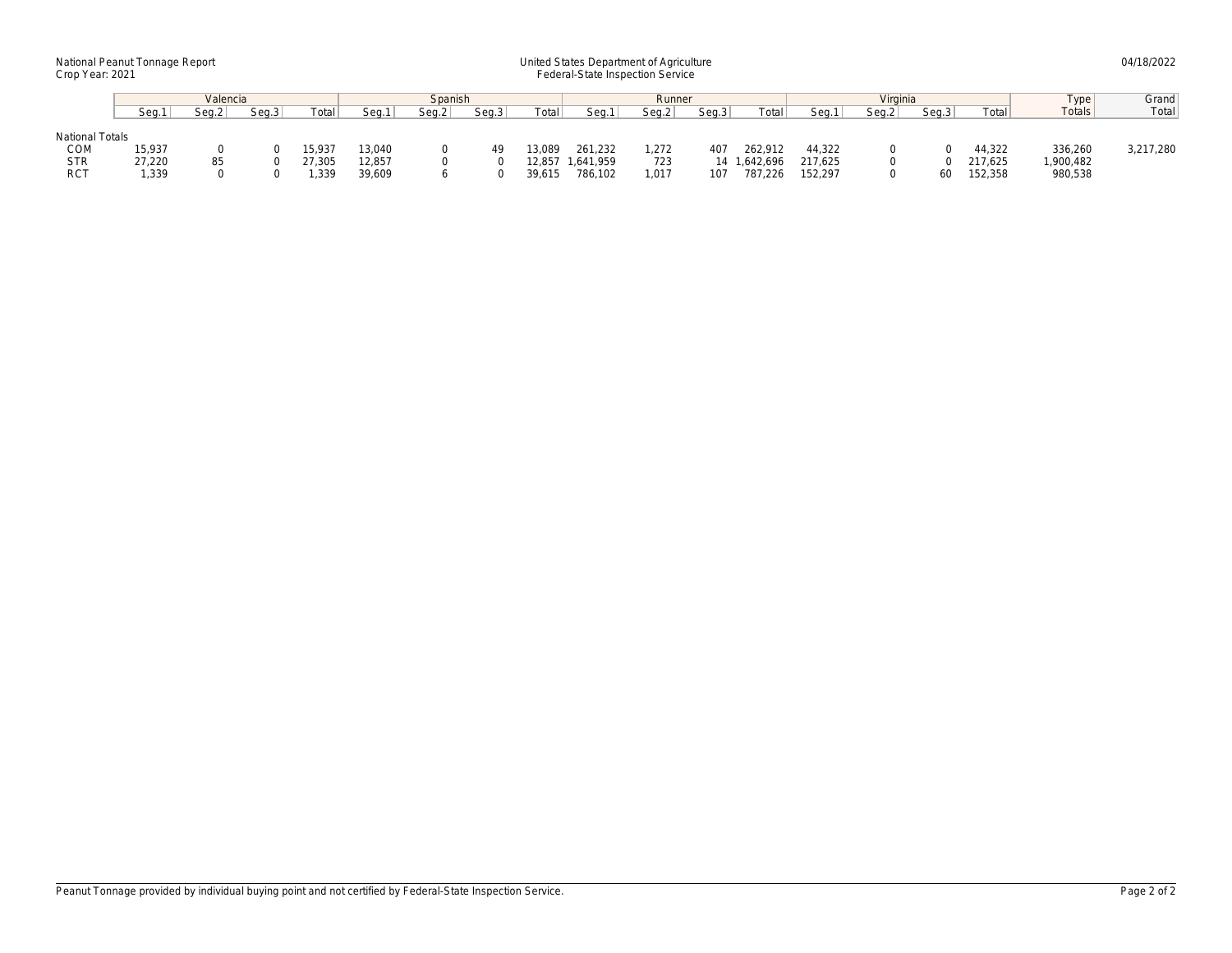National Peanut Tonnage Report
Crop Year: 2021

United States Department of Agriculture
Federal-State Inspection Service

04/18/2022

| | Valencia | | | | Spanish | | | | Runner | | | | Virginia | | | | Type | Grand |
|---|---|---|---|---|---|---|---|---|---|---|---|---|---|---|---|---|---|---|
| | Seg.1 | Seg.2 | Seg.3 | Total | Seg.1 | Seg.2 | Seg.3 | Total | Seg.1 | Seg.2 | Seg.3 | Total | Seg.1 | Seg.2 | Seg.3 | Total | Totals | Total |
| National Totals | | | | | | | | | | | | | | | | | | |
| COM | 15,937 | 0 | 0 | 15,937 | 13,040 | 0 | 49 | 13,089 | 261,232 | 1,272 | 407 | 262,912 | 44,322 | 0 | 0 | 44,322 | 336,260 | 3,217,280 |
| STR | 27,220 | 85 | 0 | 27,305 | 12,857 | 0 | 0 | 12,857 | 1,641,959 | 723 | 14 | 1,642,696 | 217,625 | 0 | 0 | 217,625 | 1,900,482 | |
| RCT | 1,339 | 0 | 0 | 1,339 | 39,609 | 6 | 0 | 39,615 | 786,102 | 1,017 | 107 | 787,226 | 152,297 | 0 | 60 | 152,358 | 980,538 | |

Peanut Tonnage provided by individual buying point and not certified by Federal-State Inspection Service.